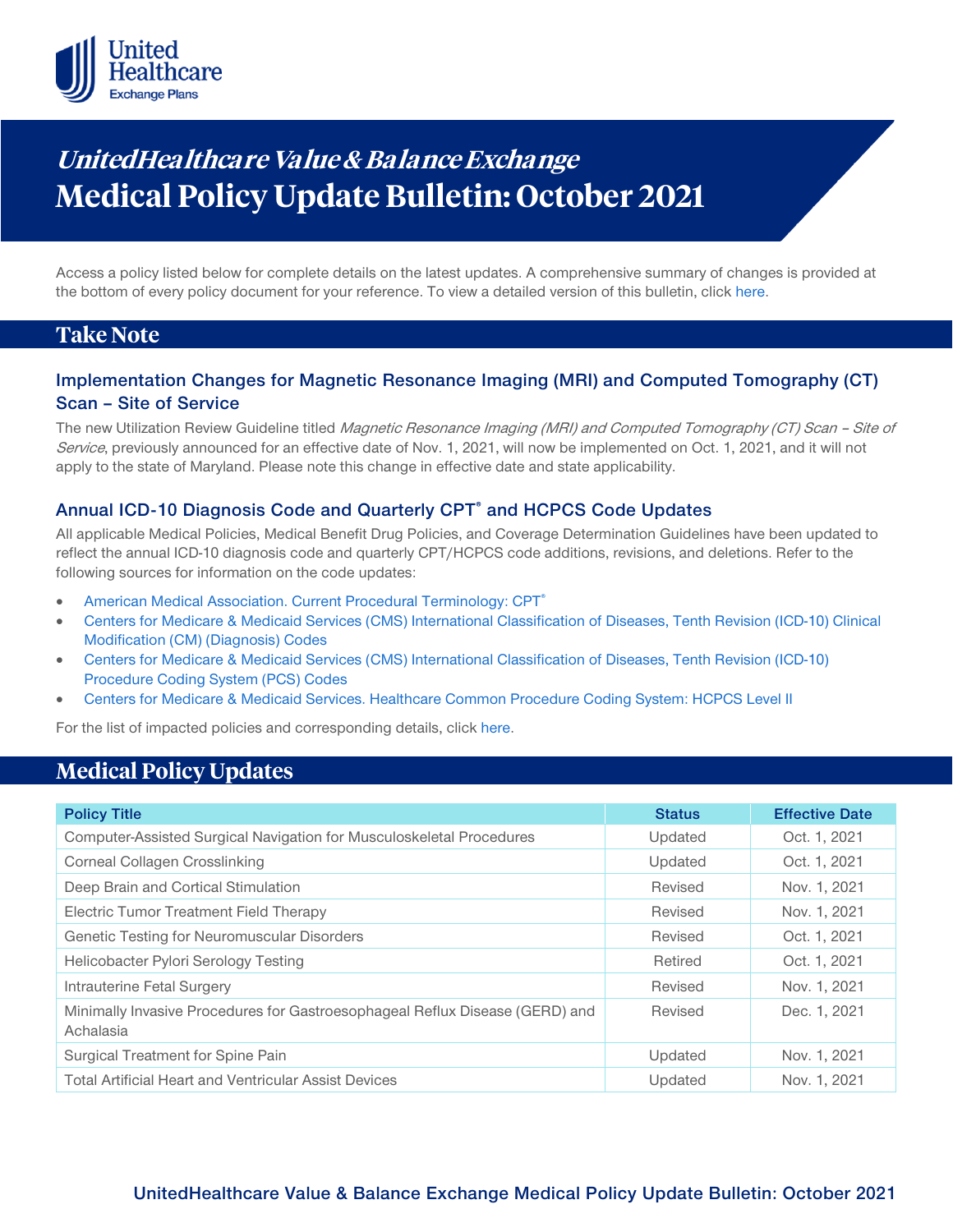# *UnitedHealthcare Value & Balance Exchange*
# Medical Policy Update Bulletin: October 2021

Access a policy listed below for complete details on the latest updates. A comprehensive summary of changes is provided at the bottom of every policy document for your reference. To view a detailed version of this bulletin, click here.

## Take Note

### Implementation Changes for Magnetic Resonance Imaging (MRI) and Computed Tomography (CT) Scan – Site of Service

The new Utilization Review Guideline titled *Magnetic Resonance Imaging (MRI) and Computed Tomography (CT) Scan – Site of Service*, previously announced for an effective date of Nov. 1, 2021, will now be implemented on Oct. 1, 2021, and it will not apply to the state of Maryland. Please note this change in effective date and state applicability.

### Annual ICD-10 Diagnosis Code and Quarterly CPT® and HCPCS Code Updates

All applicable Medical Policies, Medical Benefit Drug Policies, and Coverage Determination Guidelines have been updated to reflect the annual ICD-10 diagnosis code and quarterly CPT/HCPCS code additions, revisions, and deletions. Refer to the following sources for information on the code updates:

- American Medical Association. Current Procedural Terminology: CPT®
- Centers for Medicare & Medicaid Services (CMS) International Classification of Diseases, Tenth Revision (ICD-10) Clinical Modification (CM) (Diagnosis) Codes
- Centers for Medicare & Medicaid Services (CMS) International Classification of Diseases, Tenth Revision (ICD-10) Procedure Coding System (PCS) Codes
- Centers for Medicare & Medicaid Services. Healthcare Common Procedure Coding System: HCPCS Level II

For the list of impacted policies and corresponding details, click here.

## Medical Policy Updates

| Policy Title | Status | Effective Date |
|---|---|---|
| Computer-Assisted Surgical Navigation for Musculoskeletal Procedures | Updated | Oct. 1, 2021 |
| Corneal Collagen Crosslinking | Updated | Oct. 1, 2021 |
| Deep Brain and Cortical Stimulation | Revised | Nov. 1, 2021 |
| Electric Tumor Treatment Field Therapy | Revised | Nov. 1, 2021 |
| Genetic Testing for Neuromuscular Disorders | Revised | Oct. 1, 2021 |
| Helicobacter Pylori Serology Testing | Retired | Oct. 1, 2021 |
| Intrauterine Fetal Surgery | Revised | Nov. 1, 2021 |
| Minimally Invasive Procedures for Gastroesophageal Reflux Disease (GERD) and Achalasia | Revised | Dec. 1, 2021 |
| Surgical Treatment for Spine Pain | Updated | Nov. 1, 2021 |
| Total Artificial Heart and Ventricular Assist Devices | Updated | Nov. 1, 2021 |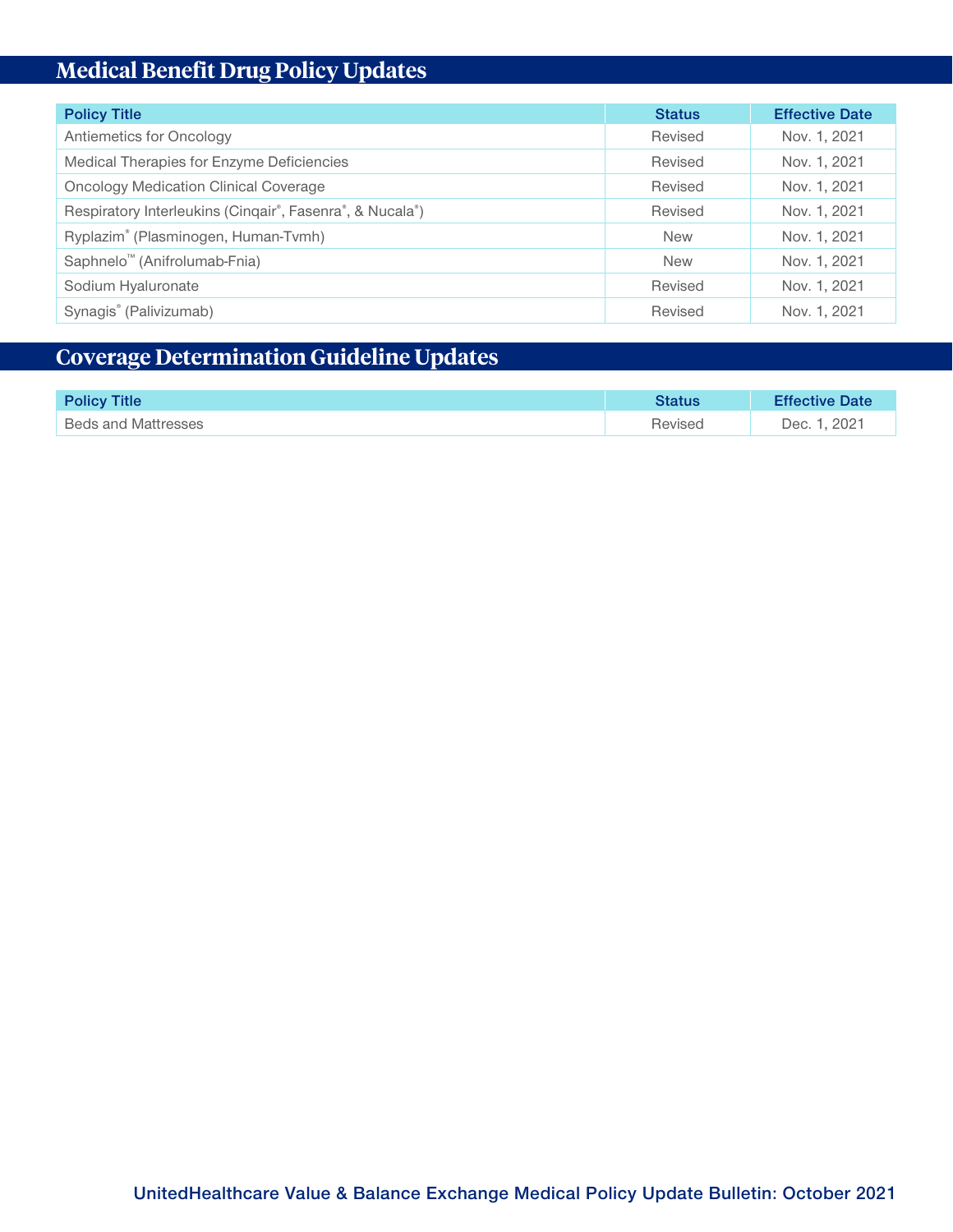## Medical Benefit Drug Policy Updates

| Policy Title | Status | Effective Date |
|---|---|---|
| Antiemetics for Oncology | Revised | Nov. 1, 2021 |
| Medical Therapies for Enzyme Deficiencies | Revised | Nov. 1, 2021 |
| Oncology Medication Clinical Coverage | Revised | Nov. 1, 2021 |
| Respiratory Interleukins (Cinqair®, Fasenra®, & Nucala®) | Revised | Nov. 1, 2021 |
| Ryplazim® (Plasminogen, Human-Tvmh) | New | Nov. 1, 2021 |
| Saphnelo™ (Anifrolumab-Fnia) | New | Nov. 1, 2021 |
| Sodium Hyaluronate | Revised | Nov. 1, 2021 |
| Synagis® (Palivizumab) | Revised | Nov. 1, 2021 |

## Coverage Determination Guideline Updates

| Policy Title | Status | Effective Date |
|---|---|---|
| Beds and Mattresses | Revised | Dec. 1, 2021 |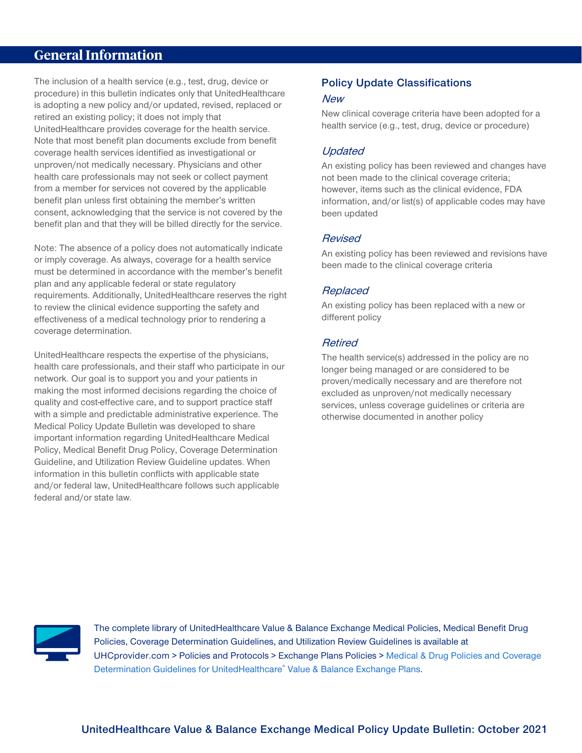## General Information

The inclusion of a health service (e.g., test, drug, device or procedure) in this bulletin indicates only that UnitedHealthcare is adopting a new policy and/or updated, revised, replaced or retired an existing policy; it does not imply that UnitedHealthcare provides coverage for the health service. Note that most benefit plan documents exclude from benefit coverage health services identified as investigational or unproven/not medically necessary. Physicians and other health care professionals may not seek or collect payment from a member for services not covered by the applicable benefit plan unless first obtaining the member's written consent, acknowledging that the service is not covered by the benefit plan and that they will be billed directly for the service.

Note: The absence of a policy does not automatically indicate or imply coverage. As always, coverage for a health service must be determined in accordance with the member's benefit plan and any applicable federal or state regulatory requirements. Additionally, UnitedHealthcare reserves the right to review the clinical evidence supporting the safety and effectiveness of a medical technology prior to rendering a coverage determination.

UnitedHealthcare respects the expertise of the physicians, health care professionals, and their staff who participate in our network. Our goal is to support you and your patients in making the most informed decisions regarding the choice of quality and cost-effective care, and to support practice staff with a simple and predictable administrative experience. The Medical Policy Update Bulletin was developed to share important information regarding UnitedHealthcare Medical Policy, Medical Benefit Drug Policy, Coverage Determination Guideline, and Utilization Review Guideline updates. When information in this bulletin conflicts with applicable state and/or federal law, UnitedHealthcare follows such applicable federal and/or state law.

### Policy Update Classifications

*New*

New clinical coverage criteria have been adopted for a health service (e.g., test, drug, device or procedure)

*Updated*

An existing policy has been reviewed and changes have not been made to the clinical coverage criteria; however, items such as the clinical evidence, FDA information, and/or list(s) of applicable codes may have been updated

*Revised*

An existing policy has been reviewed and revisions have been made to the clinical coverage criteria

*Replaced*

An existing policy has been replaced with a new or different policy

*Retired*

The health service(s) addressed in the policy are no longer being managed or are considered to be proven/medically necessary and are therefore not excluded as unproven/not medically necessary services, unless coverage guidelines or criteria are otherwise documented in another policy

The complete library of UnitedHealthcare Value & Balance Exchange Medical Policies, Medical Benefit Drug Policies, Coverage Determination Guidelines, and Utilization Review Guidelines is available at UHCprovider.com > Policies and Protocols > Exchange Plans Policies > Medical & Drug Policies and Coverage Determination Guidelines for UnitedHealthcare® Value & Balance Exchange Plans.